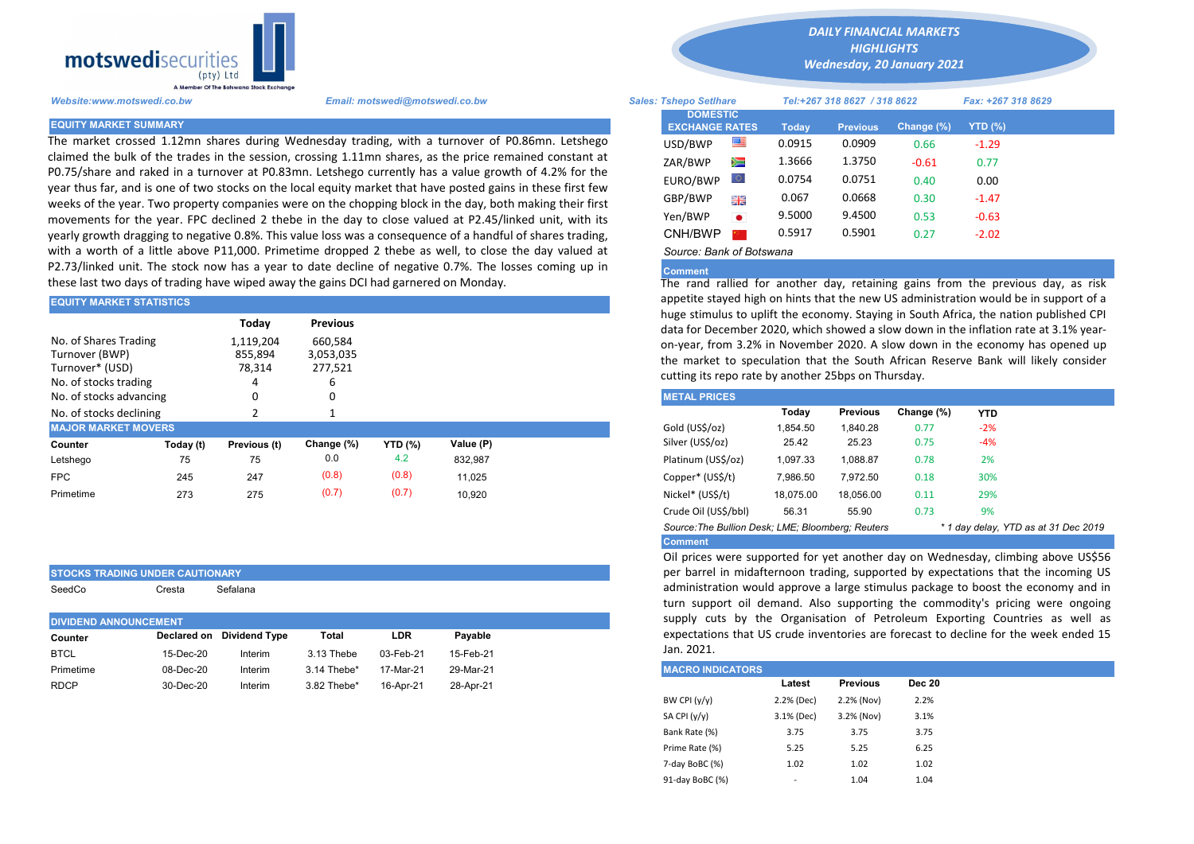**motswedisecurities (pty) Ltd**
A Member Of The Botswana Stock Exchange

*Website:www.motswedi.co.bw* *Email: motswedi@motswedi.co.bw*

# DAILY FINANCIAL MARKETS HIGHLIGHTS
## Wednesday, 20 January 2021

*Sales: Tshepo Setlhare* *Tel:+267 318 8627 / 318 8622* *Fax: +267 318 8629*

## EQUITY MARKET SUMMARY

The market crossed 1.12mn shares during Wednesday trading, with a turnover of P0.86mn. Letshego claimed the bulk of the trades in the session, crossing 1.11mn shares, as the price remained constant at P0.75/share and raked in a turnover at P0.83mn. Letshego currently has a value growth of 4.2% for the year thus far, and is one of two stocks on the local equity market that have posted gains in these first few weeks of the year. Two property companies were on the chopping block in the day, both making their first movements for the year. FPC declined 2 thebe in the day to close valued at P2.45/linked unit, with its yearly growth dragging to negative 0.8%. This value loss was a consequence of a handful of shares trading, with a worth of a little above P11,000. Primetime dropped 2 thebe as well, to close the day valued at P2.73/linked unit. The stock now has a year to date decline of negative 0.7%. The losses coming up in these last two days of trading have wiped away the gains DCI had garnered on Monday.

## EQUITY MARKET STATISTICS

| | Today | Previous |
|---|---|---|
| No. of Shares Trading | 1,119,204 | 660,584 |
| Turnover (BWP) | 855,894 | 3,053,035 |
| Turnover* (USD) | 78,314 | 277,521 |
| No. of stocks trading | 4 | 6 |
| No. of stocks advancing | 0 | 0 |
| No. of stocks declining | 2 | 1 |

## MAJOR MARKET MOVERS

| Counter | Today (t) | Previous (t) | Change (%) | YTD (%) | Value (P) |
|---|---|---|---|---|---|
| Letshego | 75 | 75 | 0.0 | 4.2 | 832,987 |
| FPC | 245 | 247 | (0.8) | (0.8) | 11,025 |
| Primetime | 273 | 275 | (0.7) | (0.7) | 10,920 |

## STOCKS TRADING UNDER CAUTIONARY

SeedCo Cresta Sefalana

## DIVIDEND ANNOUNCEMENT

| Counter | Declared on | Dividend Type | Total | LDR | Payable |
|---|---|---|---|---|---|
| BTCL | 15-Dec-20 | Interim | 3.13 Thebe | 03-Feb-21 | 15-Feb-21 |
| Primetime | 08-Dec-20 | Interim | 3.14 Thebe* | 17-Mar-21 | 29-Mar-21 |
| RDCP | 30-Dec-20 | Interim | 3.82 Thebe* | 16-Apr-21 | 28-Apr-21 |

## DOMESTIC EXCHANGE RATES

| DOMESTIC EXCHANGE RATES | Today | Previous | Change (%) | YTD (%) |
|---|---|---|---|---|
| USD/BWP | 0.0915 | 0.0909 | 0.66 | -1.29 |
| ZAR/BWP | 1.3666 | 1.3750 | -0.61 | 0.77 |
| EURO/BWP | 0.0754 | 0.0751 | 0.40 | 0.00 |
| GBP/BWP | 0.067 | 0.0668 | 0.30 | -1.47 |
| Yen/BWP | 9.5000 | 9.4500 | 0.53 | -0.63 |
| CNH/BWP | 0.5917 | 0.5901 | 0.27 | -2.02 |

*Source: Bank of Botswana*

**Comment**

The rand rallied for another day, retaining gains from the previous day, as risk appetite stayed high on hints that the new US administration would be in support of a huge stimulus to uplift the economy. Staying in South Africa, the nation published CPI data for December 2020, which showed a slow down in the inflation rate at 3.1% year-on-year, from 3.2% in November 2020. A slow down in the economy has opened up the market to speculation that the South African Reserve Bank will likely consider cutting its repo rate by another 25bps on Thursday.

## METAL PRICES

| | Today | Previous | Change (%) | YTD |
|---|---|---|---|---|
| Gold (US$/oz) | 1,854.50 | 1,840.28 | 0.77 | -2% |
| Silver (US$/oz) | 25.42 | 25.23 | 0.75 | -4% |
| Platinum (US$/oz) | 1,097.33 | 1,088.87 | 0.78 | 2% |
| Copper* (US$/t) | 7,986.50 | 7,972.50 | 0.18 | 30% |
| Nickel* (US$/t) | 18,075.00 | 18,056.00 | 0.11 | 29% |
| Crude Oil (US$/bbl) | 56.31 | 55.90 | 0.73 | 9% |

*Source:The Bullion Desk; LME; Bloomberg; Reuters* *\* 1 day delay, YTD as at 31 Dec 2019*

**Comment**

Oil prices were supported for yet another day on Wednesday, climbing above US$56 per barrel in midafternoon trading, supported by expectations that the incoming US administration would approve a large stimulus package to boost the economy and in turn support oil demand. Also supporting the commodity's pricing were ongoing supply cuts by the Organisation of Petroleum Exporting Countries as well as expectations that US crude inventories are forecast to decline for the week ended 15 Jan. 2021.

## MACRO INDICATORS

| | Latest | Previous | Dec 20 |
|---|---|---|---|
| BW CPI (y/y) | 2.2% (Dec) | 2.2% (Nov) | 2.2% |
| SA CPI (y/y) | 3.1% (Dec) | 3.2% (Nov) | 3.1% |
| Bank Rate (%) | 3.75 | 3.75 | 3.75 |
| Prime Rate (%) | 5.25 | 5.25 | 6.25 |
| 7-day BoBC (%) | 1.02 | 1.02 | 1.02 |
| 91-day BoBC (%) | - | 1.04 | 1.04 |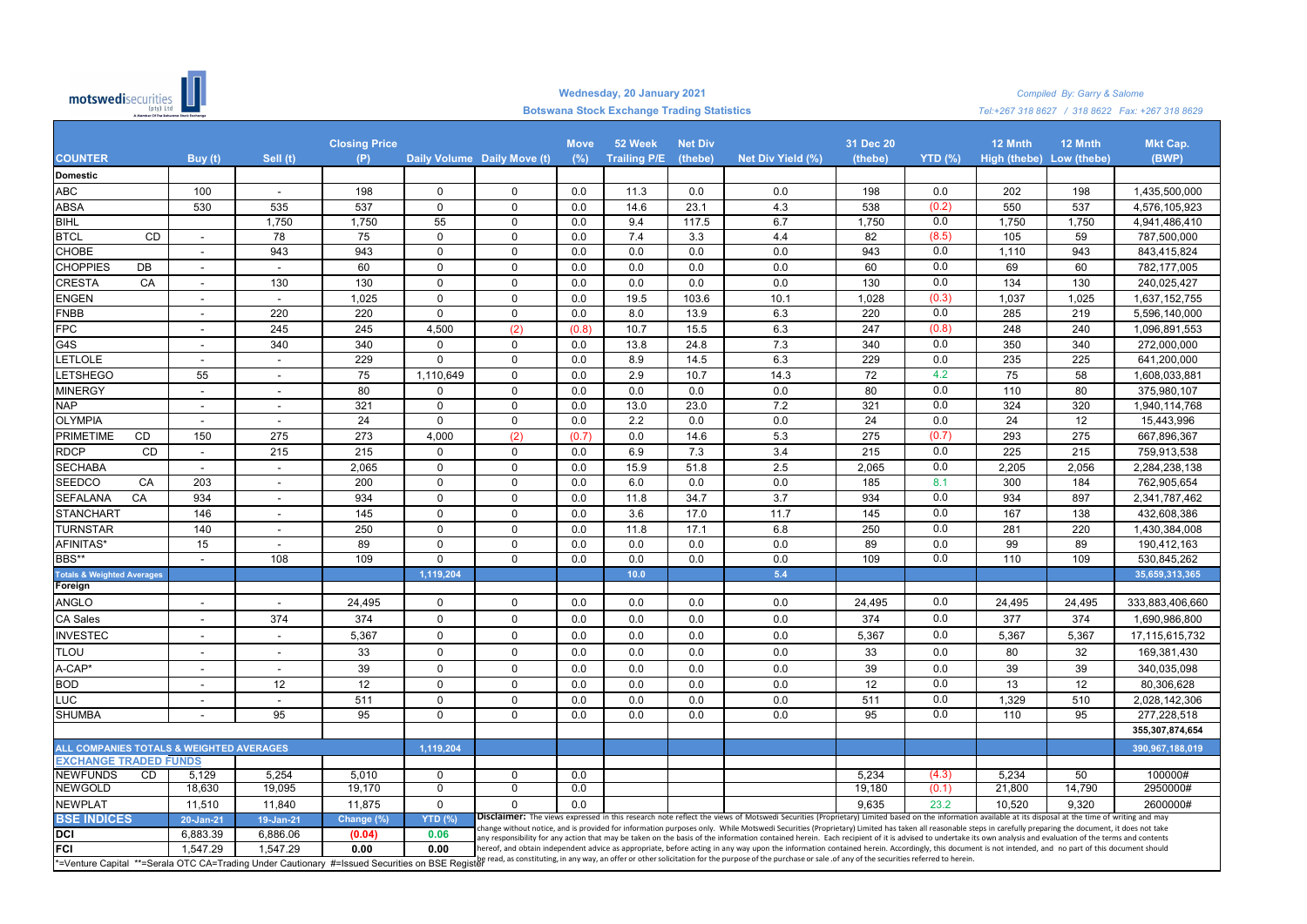motswedisecurities (pty) Ltd
A Member Of The Botswana Stock Exchange

**Wednesday, 20 January 2021**
**Botswana Stock Exchange Trading Statistics**

*Compiled By: Garry & Salome*
*Tel:+267 318 8627 / 318 8622 Fax: +267 318 8629*

| COUNTER | | Buy (t) | Sell (t) | Closing Price (P) | Daily Volume | Daily Move (t) | Move (%) | 52 Week Trailing P/E | Net Div (thebe) | Net Div Yield (%) | 31 Dec 20 (thebe) | YTD (%) | 12 Mnth High (thebe) | 12 Mnth Low (thebe) | Mkt Cap. (BWP) |
|---|---|---|---|---|---|---|---|---|---|---|---|---|---|---|---|
| **Domestic** | | | | | | | | | | | | | | | |
| ABC | | 100 | - | 198 | 0 | 0 | 0.0 | 11.3 | 0.0 | 0.0 | 198 | 0.0 | 202 | 198 | 1,435,500,000 |
| ABSA | | 530 | 535 | 537 | 0 | 0 | 0.0 | 14.6 | 23.1 | 4.3 | 538 | (0.2) | 550 | 537 | 4,576,105,923 |
| BIHL | | | 1,750 | 1,750 | 55 | 0 | 0.0 | 9.4 | 117.5 | 6.7 | 1,750 | 0.0 | 1,750 | 1,750 | 4,941,486,410 |
| BTCL | CD | - | 78 | 75 | 0 | 0 | 0.0 | 7.4 | 3.3 | 4.4 | 82 | (8.5) | 105 | 59 | 787,500,000 |
| CHOBE | | - | 943 | 943 | 0 | 0 | 0.0 | 0.0 | 0.0 | 0.0 | 943 | 0.0 | 1,110 | 943 | 843,415,824 |
| CHOPPIES | DB | - | - | 60 | 0 | 0 | 0.0 | 0.0 | 0.0 | 0.0 | 60 | 0.0 | 69 | 60 | 782,177,005 |
| CRESTA | CA | - | 130 | 130 | 0 | 0 | 0.0 | 0.0 | 0.0 | 0.0 | 130 | 0.0 | 134 | 130 | 240,025,427 |
| ENGEN | | - | - | 1,025 | 0 | 0 | 0.0 | 19.5 | 103.6 | 10.1 | 1,028 | (0.3) | 1,037 | 1,025 | 1,637,152,755 |
| FNBB | | - | 220 | 220 | 0 | 0 | 0.0 | 8.0 | 13.9 | 6.3 | 220 | 0.0 | 285 | 219 | 5,596,140,000 |
| FPC | | - | 245 | 245 | 4,500 | (2) | (0.8) | 10.7 | 15.5 | 6.3 | 247 | (0.8) | 248 | 240 | 1,096,891,553 |
| G4S | | - | 340 | 340 | 0 | 0 | 0.0 | 13.8 | 24.8 | 7.3 | 340 | 0.0 | 350 | 340 | 272,000,000 |
| LETLOLE | | - | - | 229 | 0 | 0 | 0.0 | 8.9 | 14.5 | 6.3 | 229 | 0.0 | 235 | 225 | 641,200,000 |
| LETSHEGO | | 55 | - | 75 | 1,110,649 | 0 | 0.0 | 2.9 | 10.7 | 14.3 | 72 | 4.2 | 75 | 58 | 1,608,033,881 |
| MINERGY | | - | - | 80 | 0 | 0 | 0.0 | 0.0 | 0.0 | 0.0 | 80 | 0.0 | 110 | 80 | 375,980,107 |
| NAP | | - | - | 321 | 0 | 0 | 0.0 | 13.0 | 23.0 | 7.2 | 321 | 0.0 | 324 | 320 | 1,940,114,768 |
| OLYMPIA | | - | - | 24 | 0 | 0 | 0.0 | 2.2 | 0.0 | 0.0 | 24 | 0.0 | 24 | 12 | 15,443,996 |
| PRIMETIME | CD | 150 | 275 | 273 | 4,000 | (2) | (0.7) | 0.0 | 14.6 | 5.3 | 275 | (0.7) | 293 | 275 | 667,896,367 |
| RDCP | CD | - | 215 | 215 | 0 | 0 | 0.0 | 6.9 | 7.3 | 3.4 | 215 | 0.0 | 225 | 215 | 759,913,538 |
| SECHABA | | - | - | 2,065 | 0 | 0 | 0.0 | 15.9 | 51.8 | 2.5 | 2,065 | 0.0 | 2,205 | 2,056 | 2,284,238,138 |
| SEEDCO | CA | 203 | - | 200 | 0 | 0 | 0.0 | 6.0 | 0.0 | 0.0 | 185 | 8.1 | 300 | 184 | 762,905,654 |
| SEFALANA | CA | 934 | - | 934 | 0 | 0 | 0.0 | 11.8 | 34.7 | 3.7 | 934 | 0.0 | 934 | 897 | 2,341,787,462 |
| STANCHART | | 146 | - | 145 | 0 | 0 | 0.0 | 3.6 | 17.0 | 11.7 | 145 | 0.0 | 167 | 138 | 432,608,386 |
| TURNSTAR | | 140 | - | 250 | 0 | 0 | 0.0 | 11.8 | 17.1 | 6.8 | 250 | 0.0 | 281 | 220 | 1,430,384,008 |
| AFINITAS* | | 15 | - | 89 | 0 | 0 | 0.0 | 0.0 | 0.0 | 0.0 | 89 | 0.0 | 99 | 89 | 190,412,163 |
| BBS** | | - | 108 | 109 | 0 | 0 | 0.0 | 0.0 | 0.0 | 0.0 | 109 | 0.0 | 110 | 109 | 530,845,262 |
| **Totals & Weighted Averages** | | | | | 1,119,204 | | | 10.0 | | 5.4 | | | | | 35,659,313,365 |
| **Foreign** | | | | | | | | | | | | | | | |
| ANGLO | | - | - | 24,495 | 0 | 0 | 0.0 | 0.0 | 0.0 | 0.0 | 24,495 | 0.0 | 24,495 | 24,495 | 333,883,406,660 |
| CA Sales | | - | 374 | 374 | 0 | 0 | 0.0 | 0.0 | 0.0 | 0.0 | 374 | 0.0 | 377 | 374 | 1,690,986,800 |
| INVESTEC | | - | - | 5,367 | 0 | 0 | 0.0 | 0.0 | 0.0 | 0.0 | 5,367 | 0.0 | 5,367 | 5,367 | 17,115,615,732 |
| TLOU | | - | - | 33 | 0 | 0 | 0.0 | 0.0 | 0.0 | 0.0 | 33 | 0.0 | 80 | 32 | 169,381,430 |
| A-CAP* | | - | - | 39 | 0 | 0 | 0.0 | 0.0 | 0.0 | 0.0 | 39 | 0.0 | 39 | 39 | 340,035,098 |
| BOD | | - | 12 | 12 | 0 | 0 | 0.0 | 0.0 | 0.0 | 0.0 | 12 | 0.0 | 13 | 12 | 80,306,628 |
| LUC | | - | - | 511 | 0 | 0 | 0.0 | 0.0 | 0.0 | 0.0 | 511 | 0.0 | 1,329 | 510 | 2,028,142,306 |
| SHUMBA | | - | 95 | 95 | 0 | 0 | 0.0 | 0.0 | 0.0 | 0.0 | 95 | 0.0 | 110 | 95 | 277,228,518 |
| | | | | | | | | | | | | | | | 355,307,874,654 |
| **ALL COMPANIES TOTALS & WEIGHTED AVERAGES** | | | | | 1,119,204 | | | | | | | | | | 390,967,188,019 |
| **EXCHANGE TRADED FUNDS** | | | | | | | | | | | | | | | |
| NEWFUNDS | CD | 5,129 | 5,254 | 5,010 | 0 | 0 | 0.0 | | | | 5,234 | (4.3) | 5,234 | 50 | 100000# |
| NEWGOLD | | 18,630 | 19,095 | 19,170 | 0 | 0 | 0.0 | | | | 19,180 | (0.1) | 21,800 | 14,790 | 2950000# |
| NEWPLAT | | 11,510 | 11,840 | 11,875 | 0 | 0 | 0.0 | | | | 9,635 | 23.2 | 10,520 | 9,320 | 2600000# |

| BSE INDICES | 20-Jan-21 | 19-Jan-21 | Change (%) | YTD (%) |
|---|---|---|---|---|
| DCI | 6,883.39 | 6,886.06 | (0.04) | 0.06 |
| FCI | 1,547.29 | 1,547.29 | 0.00 | 0.00 |

*=Venture Capital **=Serala OTC CA=Trading Under Cautionary #=Issued Securities on BSE Register

**Disclaimer:** The views expressed in this research note reflect the views of Motswedi Securities (Proprietary) Limited based on the information available at its disposal at the time of writing and may change without notice, and is provided for information purposes only. While Motswedi Securities (Proprietary) Limited has taken all reasonable steps in carefully preparing the document, it does not take any responsibility for any action that may be taken on the basis of the information contained herein. Each recipient of it is advised to undertake its own analysis and evaluation of the terms and contents hereof, and obtain independent advice as appropriate, before acting in any way upon the information contained herein. Accordingly, this document is not intended, and no part of this document should be read, as constituting, in any way, an offer or other solicitation for the purpose of the purchase or sale .of any of the securities referred to herein.